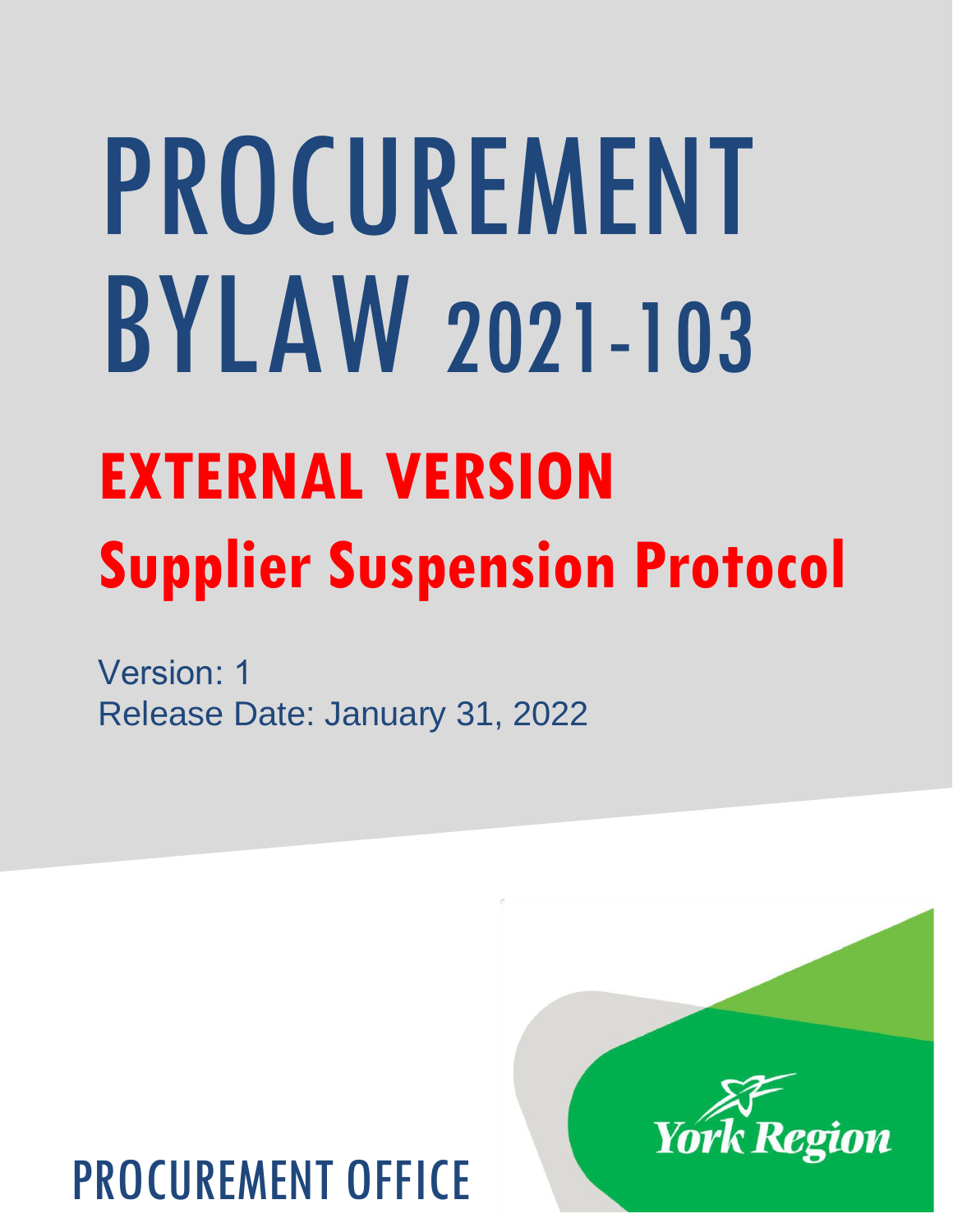# PROCUREMENT BYLAW 2021-103

## EXTERNAL VERSION

## Supplier Suspension Protocol

Version: 1

Release Date: January 31, 2022

York Region

PROCUREMENT OFFICE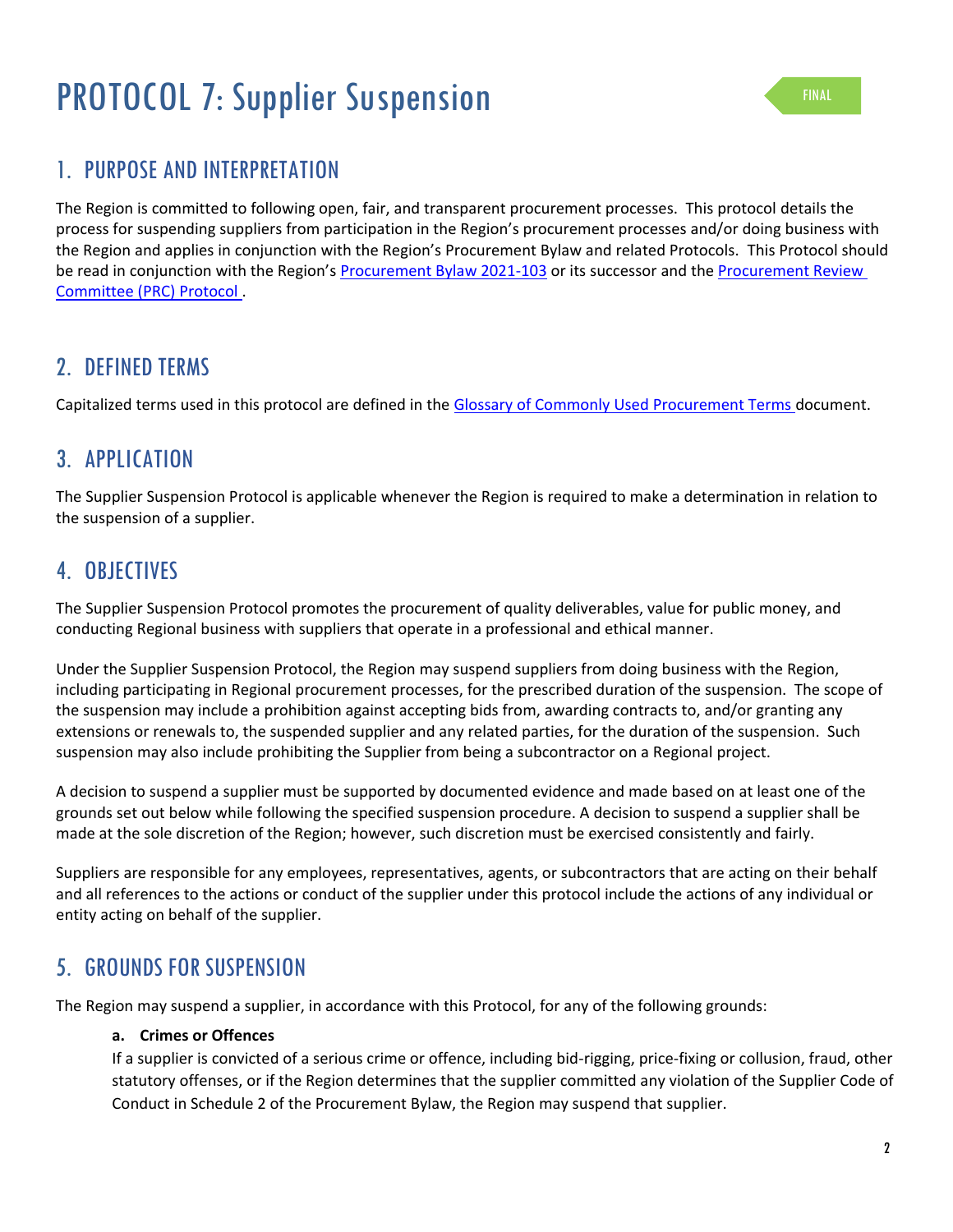# PROTOCOL 7: Supplier Suspension

FINAL

## 1. PURPOSE AND INTERPRETATION

The Region is committed to following open, fair, and transparent procurement processes. This protocol details the process for suspending suppliers from participation in the Region's procurement processes and/or doing business with the Region and applies in conjunction with the Region's Procurement Bylaw and related Protocols. This Protocol should be read in conjunction with the Region's Procurement Bylaw 2021-103 or its successor and the Procurement Review Committee (PRC) Protocol .

## 2. DEFINED TERMS

Capitalized terms used in this protocol are defined in the Glossary of Commonly Used Procurement Terms document.

## 3. APPLICATION

The Supplier Suspension Protocol is applicable whenever the Region is required to make a determination in relation to the suspension of a supplier.

## 4. OBJECTIVES

The Supplier Suspension Protocol promotes the procurement of quality deliverables, value for public money, and conducting Regional business with suppliers that operate in a professional and ethical manner.

Under the Supplier Suspension Protocol, the Region may suspend suppliers from doing business with the Region, including participating in Regional procurement processes, for the prescribed duration of the suspension. The scope of the suspension may include a prohibition against accepting bids from, awarding contracts to, and/or granting any extensions or renewals to, the suspended supplier and any related parties, for the duration of the suspension. Such suspension may also include prohibiting the Supplier from being a subcontractor on a Regional project.

A decision to suspend a supplier must be supported by documented evidence and made based on at least one of the grounds set out below while following the specified suspension procedure. A decision to suspend a supplier shall be made at the sole discretion of the Region; however, such discretion must be exercised consistently and fairly.

Suppliers are responsible for any employees, representatives, agents, or subcontractors that are acting on their behalf and all references to the actions or conduct of the supplier under this protocol include the actions of any individual or entity acting on behalf of the supplier.

## 5. GROUNDS FOR SUSPENSION

The Region may suspend a supplier, in accordance with this Protocol, for any of the following grounds:

**a. Crimes or Offences**
If a supplier is convicted of a serious crime or offence, including bid-rigging, price-fixing or collusion, fraud, other statutory offenses, or if the Region determines that the supplier committed any violation of the Supplier Code of Conduct in Schedule 2 of the Procurement Bylaw, the Region may suspend that supplier.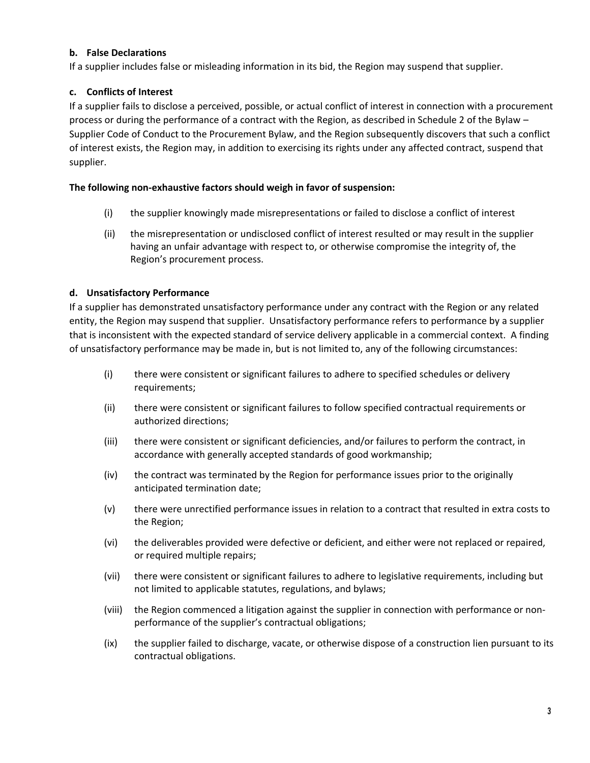**b. False Declarations**

If a supplier includes false or misleading information in its bid, the Region may suspend that supplier.

**c. Conflicts of Interest**

If a supplier fails to disclose a perceived, possible, or actual conflict of interest in connection with a procurement process or during the performance of a contract with the Region, as described in Schedule 2 of the Bylaw – Supplier Code of Conduct to the Procurement Bylaw, and the Region subsequently discovers that such a conflict of interest exists, the Region may, in addition to exercising its rights under any affected contract, suspend that supplier.

**The following non-exhaustive factors should weigh in favor of suspension:**

(i) the supplier knowingly made misrepresentations or failed to disclose a conflict of interest

(ii) the misrepresentation or undisclosed conflict of interest resulted or may result in the supplier having an unfair advantage with respect to, or otherwise compromise the integrity of, the Region's procurement process.

**d. Unsatisfactory Performance**

If a supplier has demonstrated unsatisfactory performance under any contract with the Region or any related entity, the Region may suspend that supplier. Unsatisfactory performance refers to performance by a supplier that is inconsistent with the expected standard of service delivery applicable in a commercial context. A finding of unsatisfactory performance may be made in, but is not limited to, any of the following circumstances:

(i) there were consistent or significant failures to adhere to specified schedules or delivery requirements;

(ii) there were consistent or significant failures to follow specified contractual requirements or authorized directions;

(iii) there were consistent or significant deficiencies, and/or failures to perform the contract, in accordance with generally accepted standards of good workmanship;

(iv) the contract was terminated by the Region for performance issues prior to the originally anticipated termination date;

(v) there were unrectified performance issues in relation to a contract that resulted in extra costs to the Region;

(vi) the deliverables provided were defective or deficient, and either were not replaced or repaired, or required multiple repairs;

(vii) there were consistent or significant failures to adhere to legislative requirements, including but not limited to applicable statutes, regulations, and bylaws;

(viii) the Region commenced a litigation against the supplier in connection with performance or non-performance of the supplier's contractual obligations;

(ix) the supplier failed to discharge, vacate, or otherwise dispose of a construction lien pursuant to its contractual obligations.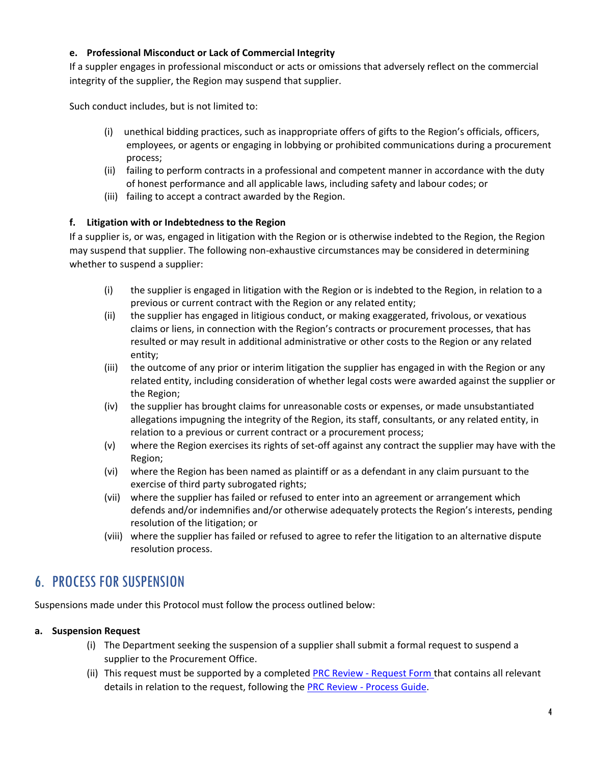**e. Professional Misconduct or Lack of Commercial Integrity**

If a supplier engages in professional misconduct or acts or omissions that adversely reflect on the commercial integrity of the supplier, the Region may suspend that supplier.

Such conduct includes, but is not limited to:

(i) unethical bidding practices, such as inappropriate offers of gifts to the Region's officials, officers, employees, or agents or engaging in lobbying or prohibited communications during a procurement process;

(ii) failing to perform contracts in a professional and competent manner in accordance with the duty of honest performance and all applicable laws, including safety and labour codes; or

(iii) failing to accept a contract awarded by the Region.

**f. Litigation with or Indebtedness to the Region**

If a supplier is, or was, engaged in litigation with the Region or is otherwise indebted to the Region, the Region may suspend that supplier. The following non-exhaustive circumstances may be considered in determining whether to suspend a supplier:

(i) the supplier is engaged in litigation with the Region or is indebted to the Region, in relation to a previous or current contract with the Region or any related entity;

(ii) the supplier has engaged in litigious conduct, or making exaggerated, frivolous, or vexatious claims or liens, in connection with the Region's contracts or procurement processes, that has resulted or may result in additional administrative or other costs to the Region or any related entity;

(iii) the outcome of any prior or interim litigation the supplier has engaged in with the Region or any related entity, including consideration of whether legal costs were awarded against the supplier or the Region;

(iv) the supplier has brought claims for unreasonable costs or expenses, or made unsubstantiated allegations impugning the integrity of the Region, its staff, consultants, or any related entity, in relation to a previous or current contract or a procurement process;

(v) where the Region exercises its rights of set-off against any contract the supplier may have with the Region;

(vi) where the Region has been named as plaintiff or as a defendant in any claim pursuant to the exercise of third party subrogated rights;

(vii) where the supplier has failed or refused to enter into an agreement or arrangement which defends and/or indemnifies and/or otherwise adequately protects the Region's interests, pending resolution of the litigation; or

(viii) where the supplier has failed or refused to agree to refer the litigation to an alternative dispute resolution process.

## 6. PROCESS FOR SUSPENSION

Suspensions made under this Protocol must follow the process outlined below:

**a. Suspension Request**

(i) The Department seeking the suspension of a supplier shall submit a formal request to suspend a supplier to the Procurement Office.

(ii) This request must be supported by a completed PRC Review - Request Form that contains all relevant details in relation to the request, following the PRC Review - Process Guide.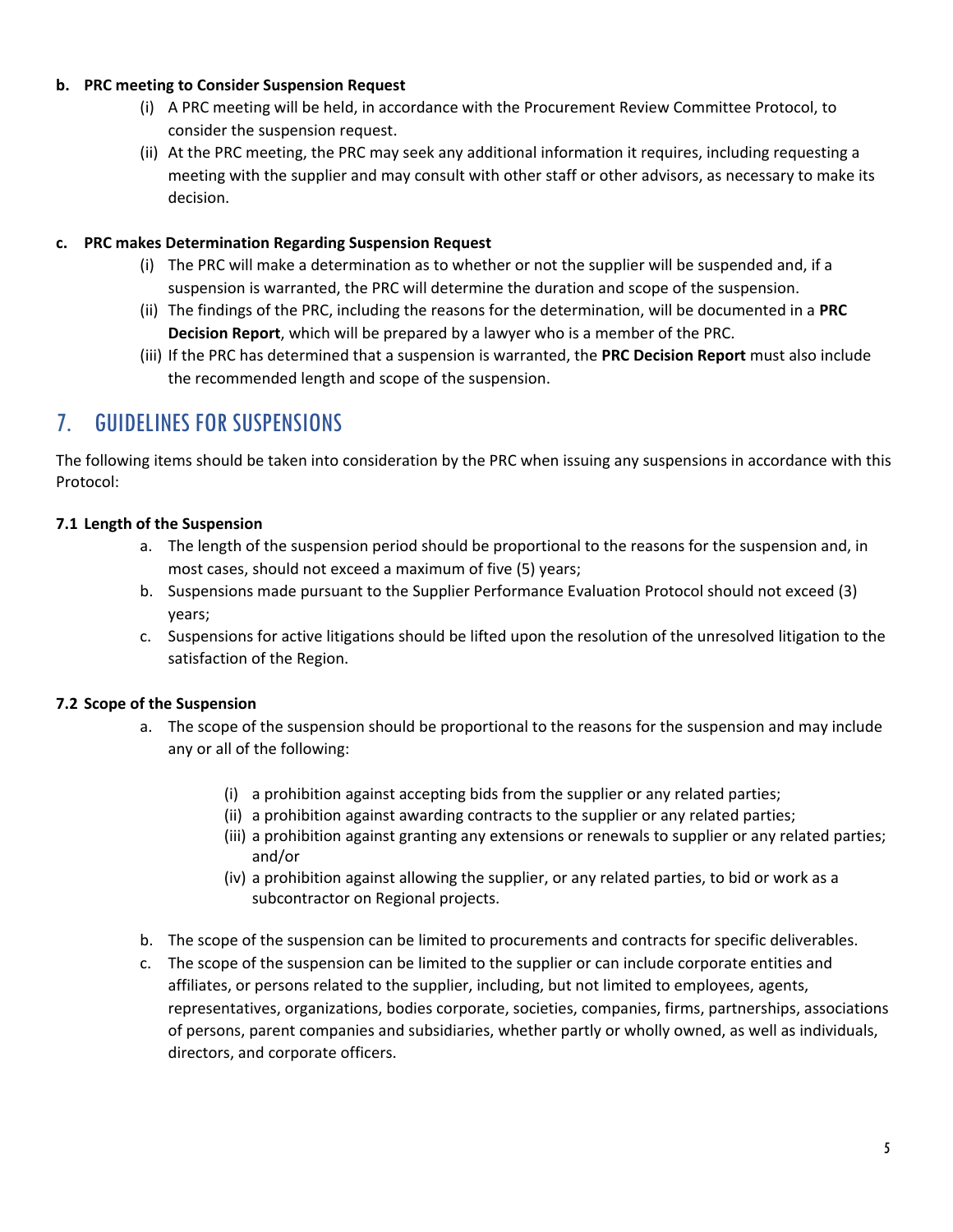**b. PRC meeting to Consider Suspension Request**

(i) A PRC meeting will be held, in accordance with the Procurement Review Committee Protocol, to consider the suspension request.

(ii) At the PRC meeting, the PRC may seek any additional information it requires, including requesting a meeting with the supplier and may consult with other staff or other advisors, as necessary to make its decision.

**c. PRC makes Determination Regarding Suspension Request**

(i) The PRC will make a determination as to whether or not the supplier will be suspended and, if a suspension is warranted, the PRC will determine the duration and scope of the suspension.

(ii) The findings of the PRC, including the reasons for the determination, will be documented in a **PRC Decision Report**, which will be prepared by a lawyer who is a member of the PRC.

(iii) If the PRC has determined that a suspension is warranted, the **PRC Decision Report** must also include the recommended length and scope of the suspension.

## 7. GUIDELINES FOR SUSPENSIONS

The following items should be taken into consideration by the PRC when issuing any suspensions in accordance with this Protocol:

### 7.1 Length of the Suspension

a. The length of the suspension period should be proportional to the reasons for the suspension and, in most cases, should not exceed a maximum of five (5) years;

b. Suspensions made pursuant to the Supplier Performance Evaluation Protocol should not exceed (3) years;

c. Suspensions for active litigations should be lifted upon the resolution of the unresolved litigation to the satisfaction of the Region.

### 7.2 Scope of the Suspension

a. The scope of the suspension should be proportional to the reasons for the suspension and may include any or all of the following:

   (i) a prohibition against accepting bids from the supplier or any related parties;

   (ii) a prohibition against awarding contracts to the supplier or any related parties;

   (iii) a prohibition against granting any extensions or renewals to supplier or any related parties; and/or

   (iv) a prohibition against allowing the supplier, or any related parties, to bid or work as a subcontractor on Regional projects.

b. The scope of the suspension can be limited to procurements and contracts for specific deliverables.

c. The scope of the suspension can be limited to the supplier or can include corporate entities and affiliates, or persons related to the supplier, including, but not limited to employees, agents, representatives, organizations, bodies corporate, societies, companies, firms, partnerships, associations of persons, parent companies and subsidiaries, whether partly or wholly owned, as well as individuals, directors, and corporate officers.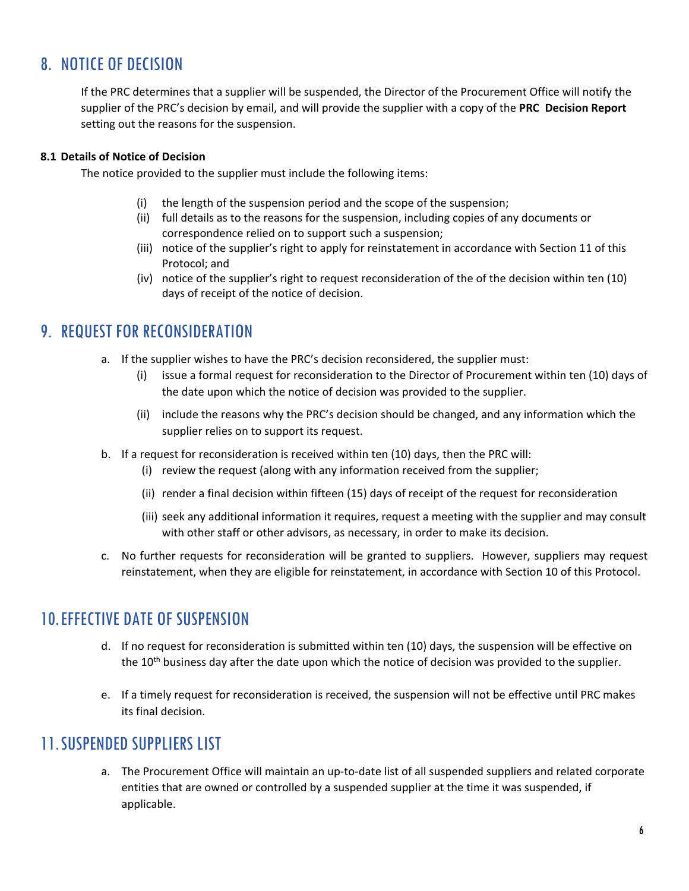## 8. NOTICE OF DECISION

If the PRC determines that a supplier will be suspended, the Director of the Procurement Office will notify the supplier of the PRC's decision by email, and will provide the supplier with a copy of the **PRC Decision Report** setting out the reasons for the suspension.

### 8.1 Details of Notice of Decision

The notice provided to the supplier must include the following items:

(i) the length of the suspension period and the scope of the suspension;
(ii) full details as to the reasons for the suspension, including copies of any documents or correspondence relied on to support such a suspension;
(iii) notice of the supplier's right to apply for reinstatement in accordance with Section 11 of this Protocol; and
(iv) notice of the supplier's right to request reconsideration of the of the decision within ten (10) days of receipt of the notice of decision.

## 9. REQUEST FOR RECONSIDERATION

a. If the supplier wishes to have the PRC's decision reconsidered, the supplier must:
   (i) issue a formal request for reconsideration to the Director of Procurement within ten (10) days of the date upon which the notice of decision was provided to the supplier.
   (ii) include the reasons why the PRC's decision should be changed, and any information which the supplier relies on to support its request.
b. If a request for reconsideration is received within ten (10) days, then the PRC will:
   (i) review the request (along with any information received from the supplier;
   (ii) render a final decision within fifteen (15) days of receipt of the request for reconsideration
   (iii) seek any additional information it requires, request a meeting with the supplier and may consult with other staff or other advisors, as necessary, in order to make its decision.
c. No further requests for reconsideration will be granted to suppliers. However, suppliers may request reinstatement, when they are eligible for reinstatement, in accordance with Section 10 of this Protocol.

## 10. EFFECTIVE DATE OF SUSPENSION

d. If no request for reconsideration is submitted within ten (10) days, the suspension will be effective on the 10th business day after the date upon which the notice of decision was provided to the supplier.

e. If a timely request for reconsideration is received, the suspension will not be effective until PRC makes its final decision.

## 11. SUSPENDED SUPPLIERS LIST

a. The Procurement Office will maintain an up-to-date list of all suspended suppliers and related corporate entities that are owned or controlled by a suspended supplier at the time it was suspended, if applicable.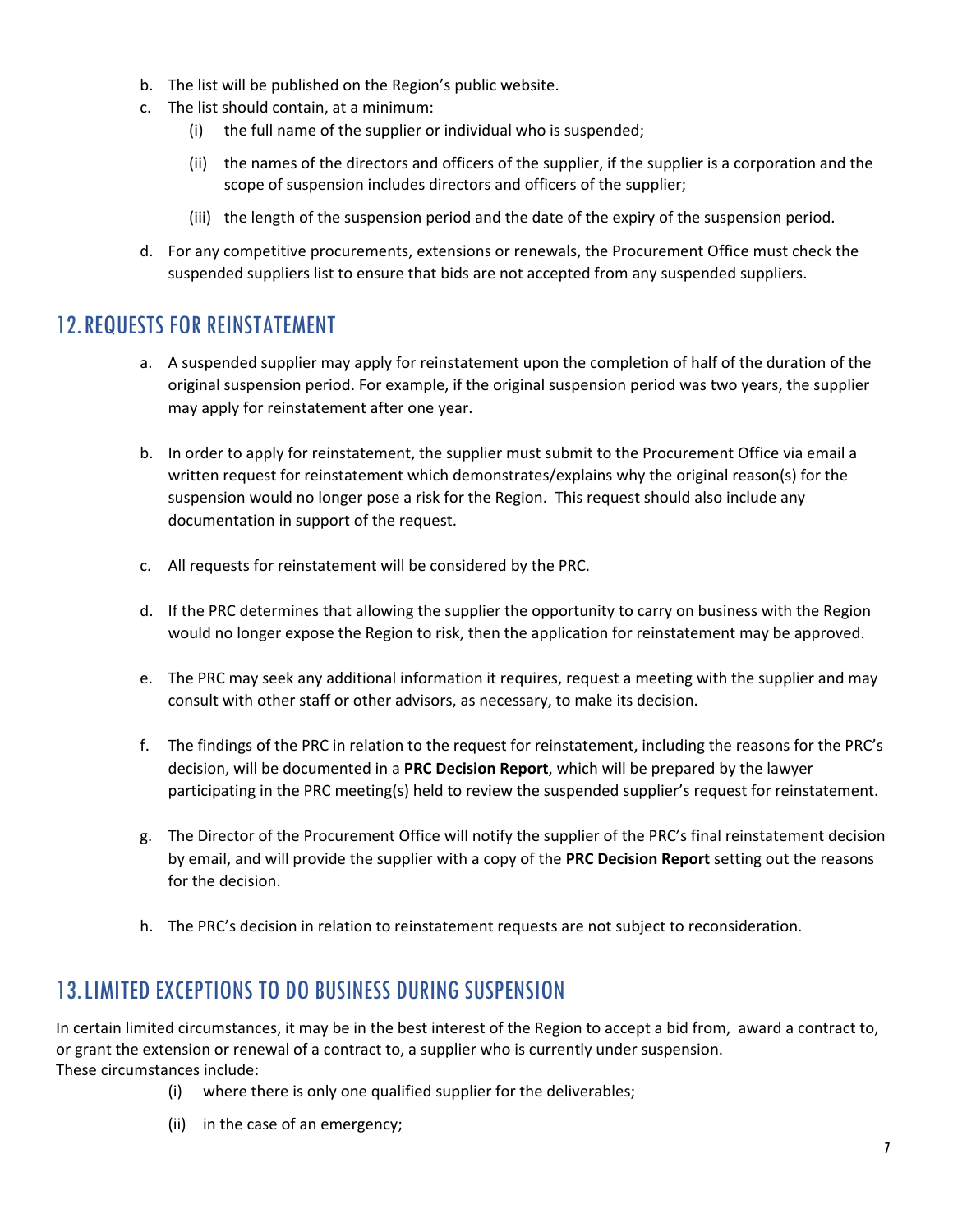b. The list will be published on the Region's public website.

c. The list should contain, at a minimum:

   (i) the full name of the supplier or individual who is suspended;

   (ii) the names of the directors and officers of the supplier, if the supplier is a corporation and the scope of suspension includes directors and officers of the supplier;

   (iii) the length of the suspension period and the date of the expiry of the suspension period.

d. For any competitive procurements, extensions or renewals, the Procurement Office must check the suspended suppliers list to ensure that bids are not accepted from any suspended suppliers.

## 12. REQUESTS FOR REINSTATEMENT

a. A suspended supplier may apply for reinstatement upon the completion of half of the duration of the original suspension period. For example, if the original suspension period was two years, the supplier may apply for reinstatement after one year.

b. In order to apply for reinstatement, the supplier must submit to the Procurement Office via email a written request for reinstatement which demonstrates/explains why the original reason(s) for the suspension would no longer pose a risk for the Region. This request should also include any documentation in support of the request.

c. All requests for reinstatement will be considered by the PRC.

d. If the PRC determines that allowing the supplier the opportunity to carry on business with the Region would no longer expose the Region to risk, then the application for reinstatement may be approved.

e. The PRC may seek any additional information it requires, request a meeting with the supplier and may consult with other staff or other advisors, as necessary, to make its decision.

f. The findings of the PRC in relation to the request for reinstatement, including the reasons for the PRC's decision, will be documented in a **PRC Decision Report**, which will be prepared by the lawyer participating in the PRC meeting(s) held to review the suspended supplier's request for reinstatement.

g. The Director of the Procurement Office will notify the supplier of the PRC's final reinstatement decision by email, and will provide the supplier with a copy of the **PRC Decision Report** setting out the reasons for the decision.

h. The PRC's decision in relation to reinstatement requests are not subject to reconsideration.

## 13. LIMITED EXCEPTIONS TO DO BUSINESS DURING SUSPENSION

In certain limited circumstances, it may be in the best interest of the Region to accept a bid from, award a contract to, or grant the extension or renewal of a contract to, a supplier who is currently under suspension.
These circumstances include:

(i) where there is only one qualified supplier for the deliverables;

(ii) in the case of an emergency;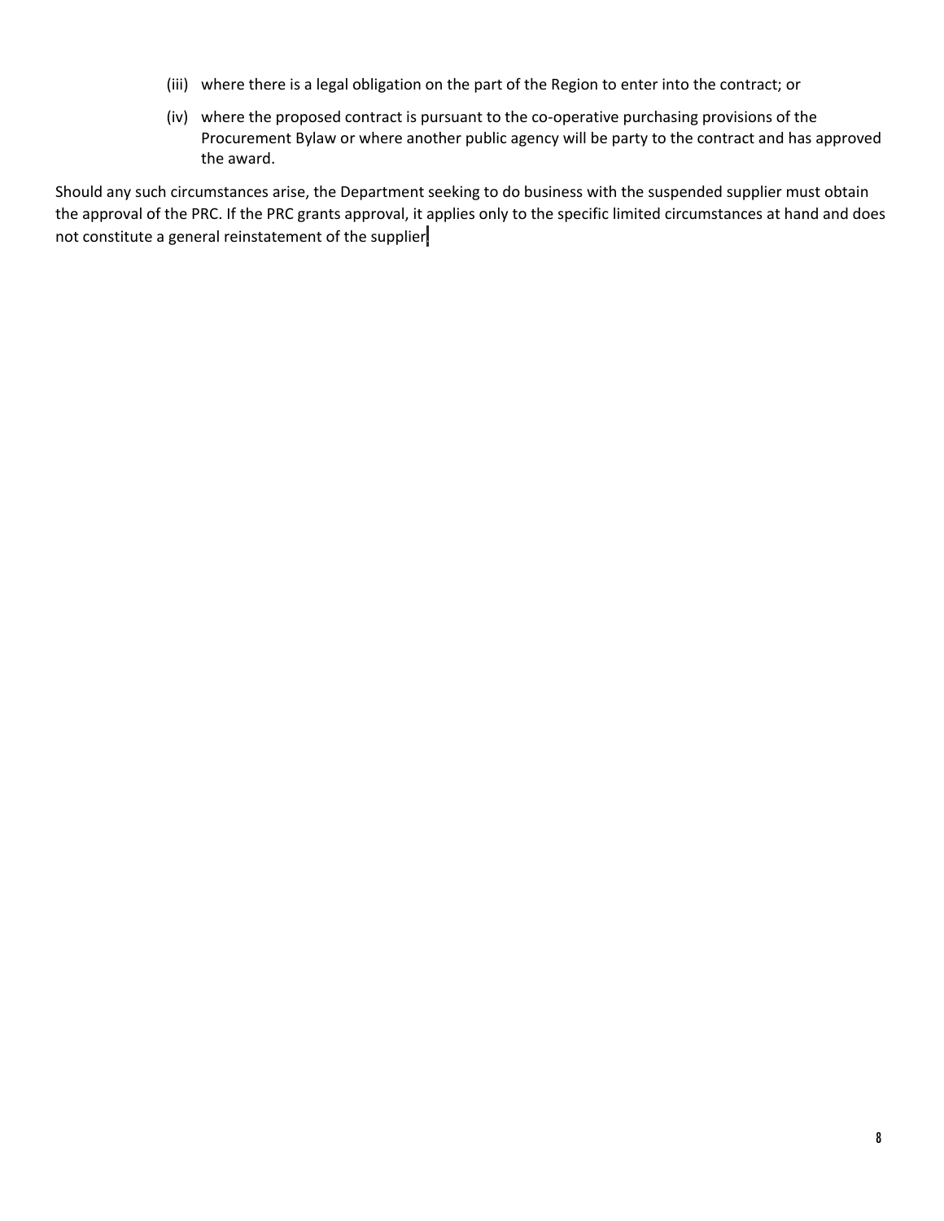(iii) where there is a legal obligation on the part of the Region to enter into the contract; or

(iv) where the proposed contract is pursuant to the co-operative purchasing provisions of the Procurement Bylaw or where another public agency will be party to the contract and has approved the award.

Should any such circumstances arise, the Department seeking to do business with the suspended supplier must obtain the approval of the PRC. If the PRC grants approval, it applies only to the specific limited circumstances at hand and does not constitute a general reinstatement of the supplier.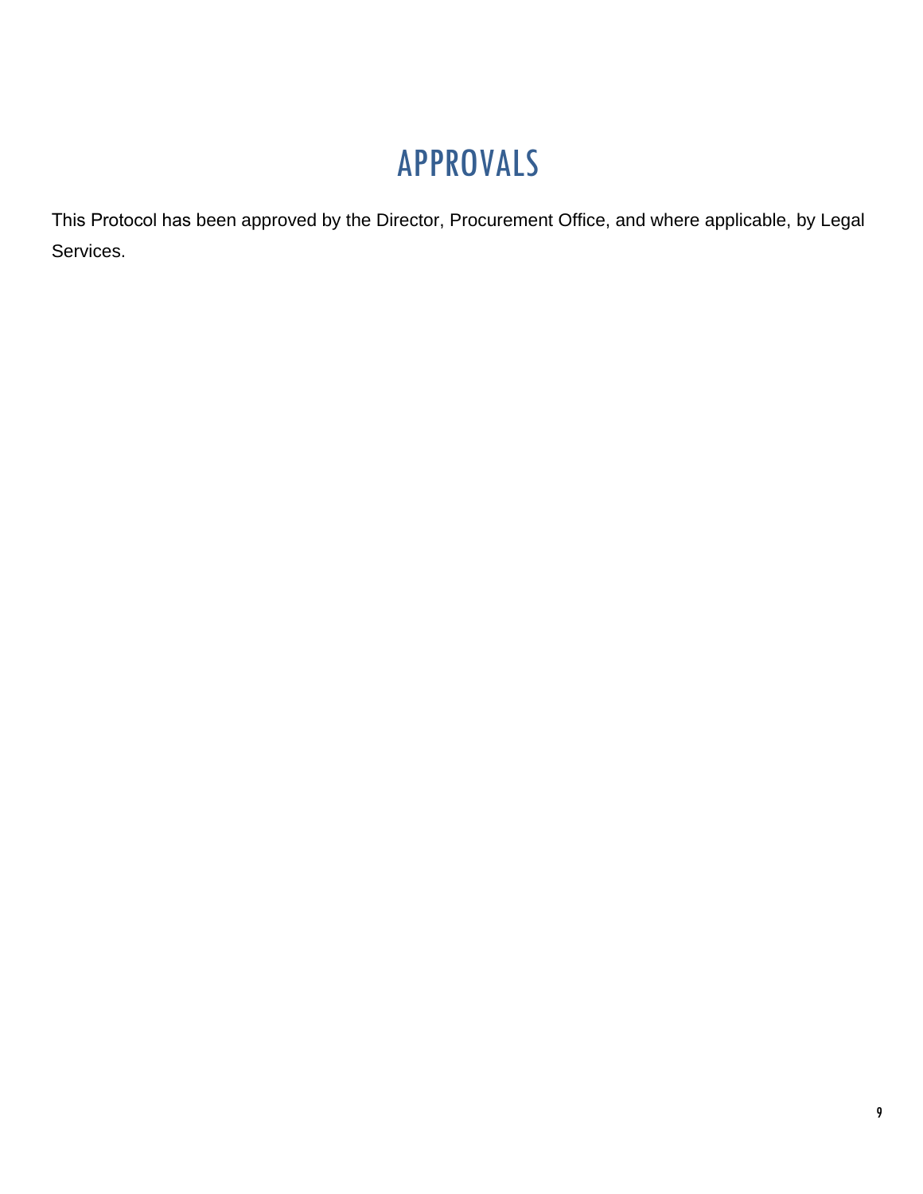# APPROVALS

This Protocol has been approved by the Director, Procurement Office, and where applicable, by Legal Services.